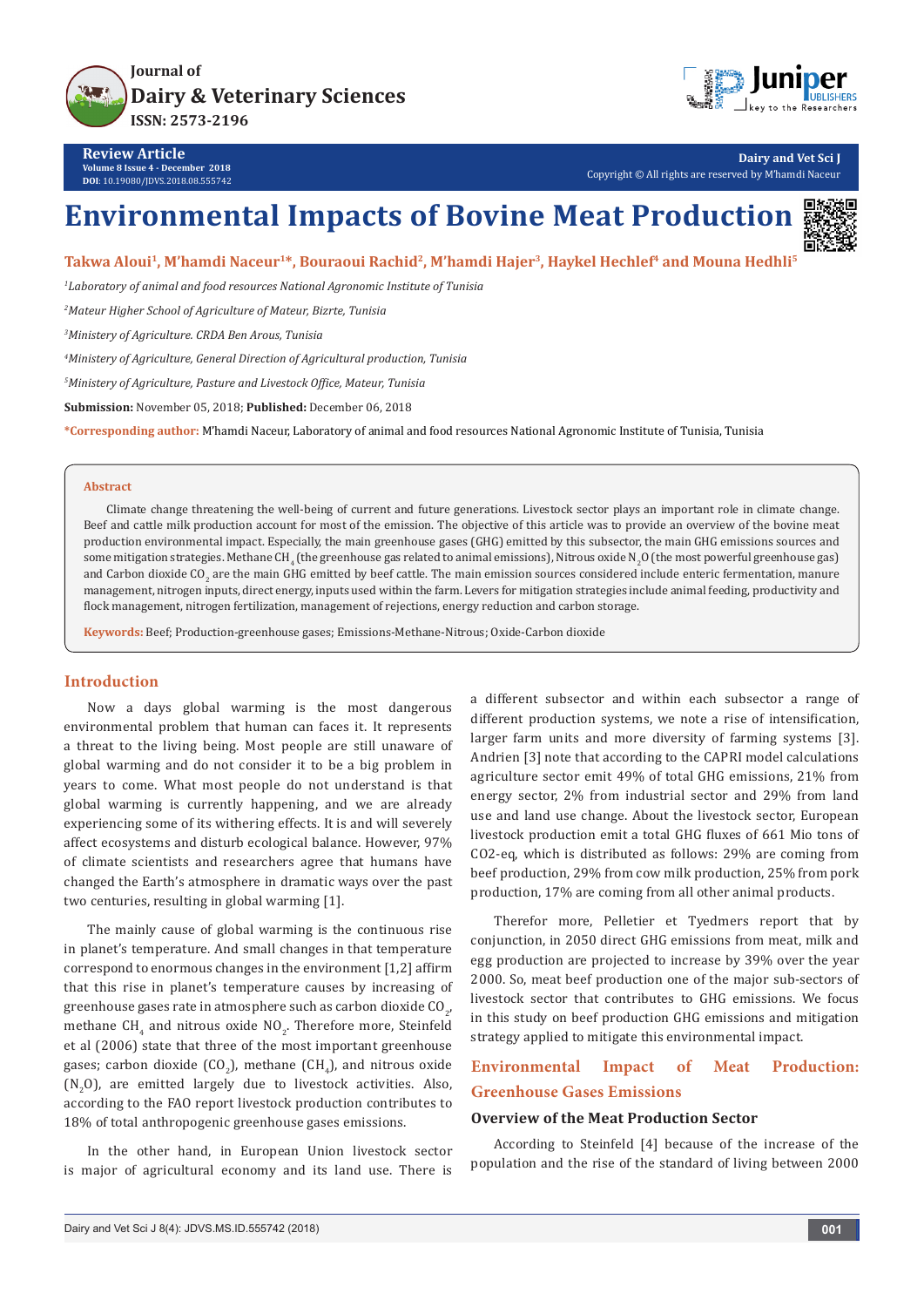Journal of
Dairy & Veterinary Sciences
ISSN: 2573-2196

**Review Article**
Volume 8 Issue 4 - December 2018
DOI: 10.19080/JDVS.2018.08.555742

Dairy and Vet Sci J
Copyright © All rights are reserved by M'hamdi Naceur

# Environmental Impacts of Bovine Meat Production

**Takwa Aloui[1], M'hamdi Naceur[1]*, Bouraoui Rachid[2], M'hamdi Hajer[3], Haykel Hechlef[4] and Mouna Hedhli[5]**

[1]*Laboratory of animal and food resources National Agronomic Institute of Tunisia*

[2]*Mateur Higher School of Agriculture of Mateur, Bizrte, Tunisia*

[3]*Ministery of Agriculture. CRDA Ben Arous, Tunisia*

[4]*Ministery of Agriculture, General Direction of Agricultural production, Tunisia*

[5]*Ministery of Agriculture, Pasture and Livestock Office, Mateur, Tunisia*

**Submission:** November 05, 2018; **Published:** December 06, 2018

**\*Corresponding author:** M'hamdi Naceur, Laboratory of animal and food resources National Agronomic Institute of Tunisia, Tunisia

## Abstract

Climate change threatening the well-being of current and future generations. Livestock sector plays an important role in climate change. Beef and cattle milk production account for most of the emission. The objective of this article was to provide an overview of the bovine meat production environmental impact. Especially, the main greenhouse gases (GHG) emitted by this subsector, the main GHG emissions sources and some mitigation strategies. Methane $CH_4$ (the greenhouse gas related to animal emissions), Nitrous oxide $N_2O$ (the most powerful greenhouse gas) and Carbon dioxide $CO_2$ are the main GHG emitted by beef cattle. The main emission sources considered include enteric fermentation, manure management, nitrogen inputs, direct energy, inputs used within the farm. Levers for mitigation strategies include animal feeding, productivity and flock management, nitrogen fertilization, management of rejections, energy reduction and carbon storage.

**Keywords:** Beef; Production-greenhouse gases; Emissions-Methane-Nitrous; Oxide-Carbon dioxide

## Introduction

Now a days global warming is the most dangerous environmental problem that human can faces it. It represents a threat to the living being. Most people are still unaware of global warming and do not consider it to be a big problem in years to come. What most people do not understand is that global warming is currently happening, and we are already experiencing some of its withering effects. It is and will severely affect ecosystems and disturb ecological balance. However, 97% of climate scientists and researchers agree that humans have changed the Earth's atmosphere in dramatic ways over the past two centuries, resulting in global warming [1].

The mainly cause of global warming is the continuous rise in planet's temperature. And small changes in that temperature correspond to enormous changes in the environment [1,2] affirm that this rise in planet's temperature causes by increasing of greenhouse gases rate in atmosphere such as carbon dioxide $CO_2$, methane $CH_4$ and nitrous oxide $NO_2$. Therefore more, Steinfeld et al (2006) state that three of the most important greenhouse gases; carbon dioxide ($CO_2$), methane ($CH_4$), and nitrous oxide ($N_2O$), are emitted largely due to livestock activities. Also, according to the FAO report livestock production contributes to 18% of total anthropogenic greenhouse gases emissions.

In the other hand, in European Union livestock sector is major of agricultural economy and its land use. There is a different subsector and within each subsector a range of different production systems, we note a rise of intensification, larger farm units and more diversity of farming systems [3]. Andrien [3] note that according to the CAPRI model calculations agriculture sector emit 49% of total GHG emissions, 21% from energy sector, 2% from industrial sector and 29% from land use and land use change. About the livestock sector, European livestock production emit a total GHG fluxes of 661 Mio tons of CO2-eq, which is distributed as follows: 29% are coming from beef production, 29% from cow milk production, 25% from pork production, 17% are coming from all other animal products.

Therefor more, Pelletier et Tyedmers report that by conjunction, in 2050 direct GHG emissions from meat, milk and egg production are projected to increase by 39% over the year 2000. So, meat beef production one of the major sub-sectors of livestock sector that contributes to GHG emissions. We focus in this study on beef production GHG emissions and mitigation strategy applied to mitigate this environmental impact.

## Environmental Impact of Meat Production: Greenhouse Gases Emissions

### Overview of the Meat Production Sector

According to Steinfeld [4] because of the increase of the population and the rise of the standard of living between 2000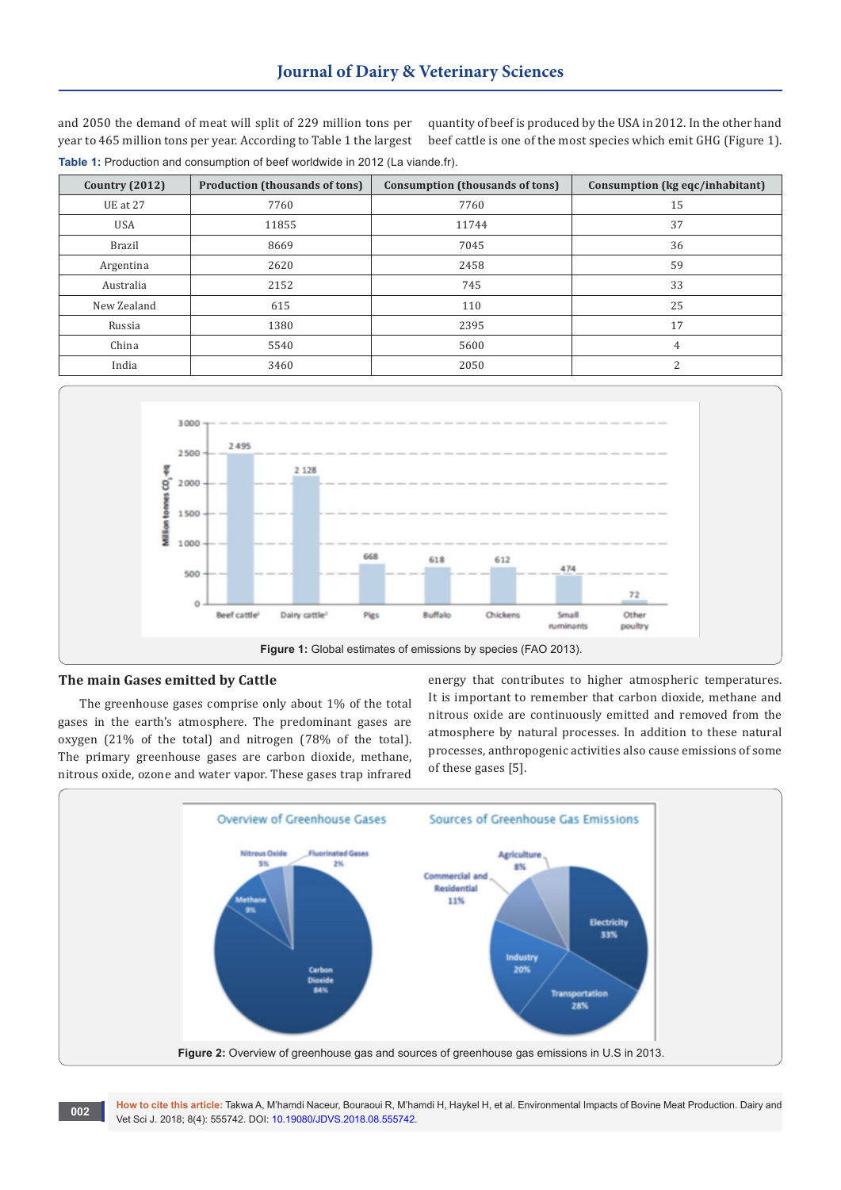and 2050 the demand of meat will split of 229 million tons per year to 465 million tons per year. According to Table 1 the largest quantity of beef is produced by the USA in 2012. In the other hand beef cattle is one of the most species which emit GHG (Figure 1).

**Table 1:** Production and consumption of beef worldwide in 2012 (La viande.fr).

| Country (2012) | Production (thousands of tons) | Consumption (thousands of tons) | Consumption (kg eqc/inhabitant) |
|---|---|---|---|
| UE at 27 | 7760 | 7760 | 15 |
| USA | 11855 | 11744 | 37 |
| Brazil | 8669 | 7045 | 36 |
| Argentina | 2620 | 2458 | 59 |
| Australia | 2152 | 745 | 33 |
| New Zealand | 615 | 110 | 25 |
| Russia | 1380 | 2395 | 17 |
| China | 5540 | 5600 | 4 |
| India | 3460 | 2050 | 2 |

**Figure 1:** Global estimates of emissions by species (FAO 2013).

## The main Gases emitted by Cattle

The greenhouse gases comprise only about 1% of the total gases in the earth's atmosphere. The predominant gases are oxygen (21% of the total) and nitrogen (78% of the total). The primary greenhouse gases are carbon dioxide, methane, nitrous oxide, ozone and water vapor. These gases trap infrared energy that contributes to higher atmospheric temperatures. It is important to remember that carbon dioxide, methane and nitrous oxide are continuously emitted and removed from the atmosphere by natural processes. In addition to these natural processes, anthropogenic activities also cause emissions of some of these gases [5].

**Figure 2:** Overview of greenhouse gas and sources of greenhouse gas emissions in U.S in 2013.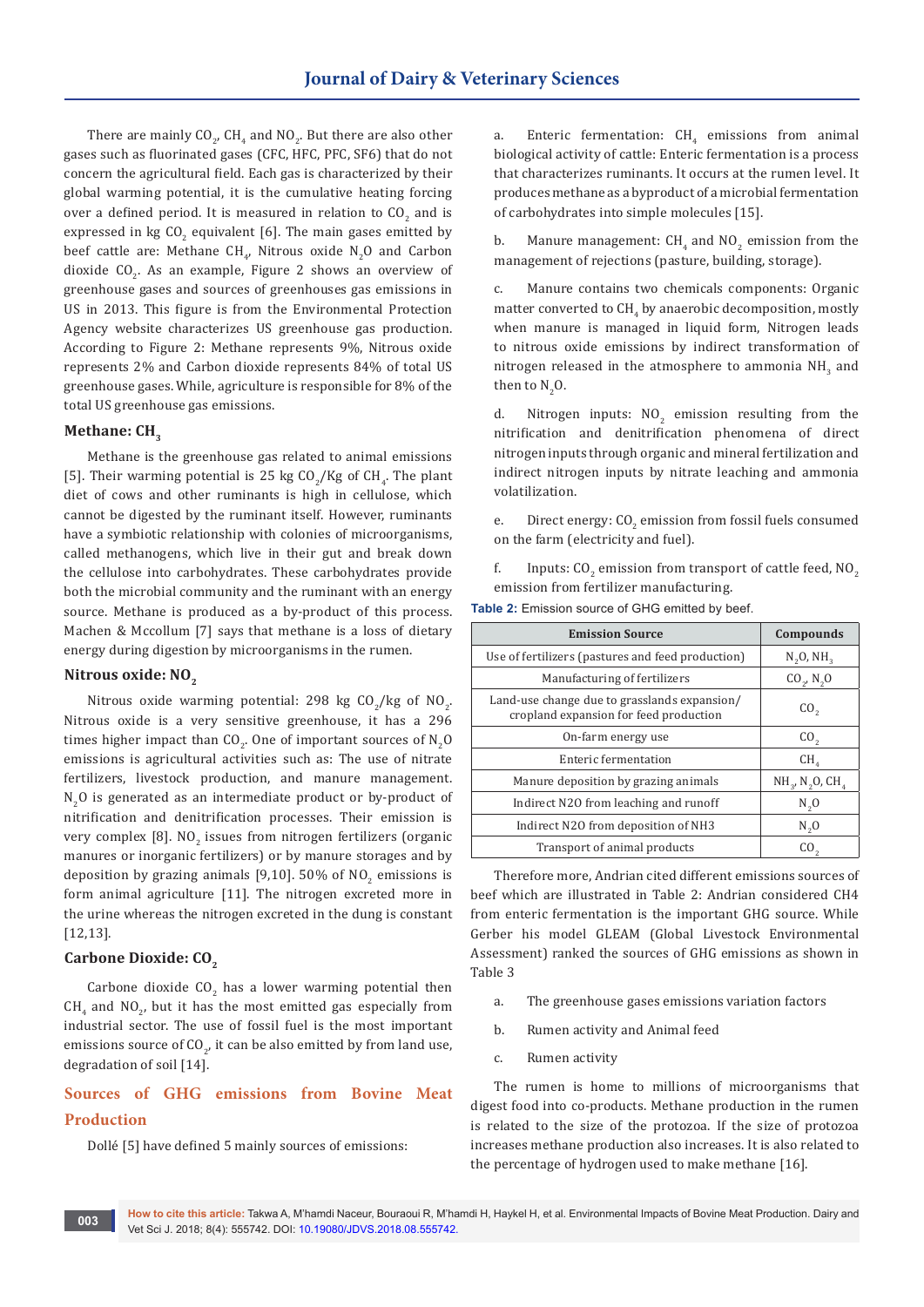There are mainly $CO_2$, $CH_4$ and $NO_2$. But there are also other gases such as fluorinated gases (CFC, HFC, PFC, SF6) that do not concern the agricultural field. Each gas is characterized by their global warming potential, it is the cumulative heating forcing over a defined period. It is measured in relation to $CO_2$ and is expressed in kg $CO_2$ equivalent [6]. The main gases emitted by beef cattle are: Methane $CH_4$, Nitrous oxide $N_2O$ and Carbon dioxide $CO_2$. As an example, Figure 2 shows an overview of greenhouse gases and sources of greenhouses gas emissions in US in 2013. This figure is from the Environmental Protection Agency website characterizes US greenhouse gas production. According to Figure 2: Methane represents 9%, Nitrous oxide represents 2% and Carbon dioxide represents 84% of total US greenhouse gases. While, agriculture is responsible for 8% of the total US greenhouse gas emissions.

### Methane: $CH_3$

Methane is the greenhouse gas related to animal emissions [5]. Their warming potential is 25 kg $CO_2$/Kg of $CH_4$. The plant diet of cows and other ruminants is high in cellulose, which cannot be digested by the ruminant itself. However, ruminants have a symbiotic relationship with colonies of microorganisms, called methanogens, which live in their gut and break down the cellulose into carbohydrates. These carbohydrates provide both the microbial community and the ruminant with an energy source. Methane is produced as a by-product of this process. Machen & Mccollum [7] says that methane is a loss of dietary energy during digestion by microorganisms in the rumen.

### Nitrous oxide: $NO_2$

Nitrous oxide warming potential: 298 kg $CO_2$/kg of $NO_2$. Nitrous oxide is a very sensitive greenhouse, it has a 296 times higher impact than $CO_2$. One of important sources of $N_2O$ emissions is agricultural activities such as: The use of nitrate fertilizers, livestock production, and manure management. $N_2O$ is generated as an intermediate product or by-product of nitrification and denitrification processes. Their emission is very complex [8]. $NO_2$ issues from nitrogen fertilizers (organic manures or inorganic fertilizers) or by manure storages and by deposition by grazing animals [9,10]. 50% of $NO_2$ emissions is form animal agriculture [11]. The nitrogen excreted more in the urine whereas the nitrogen excreted in the dung is constant [12,13].

### Carbone Dioxide: $CO_2$

Carbone dioxide $CO_2$ has a lower warming potential then $CH_4$ and $NO_2$, but it has the most emitted gas especially from industrial sector. The use of fossil fuel is the most important emissions source of $CO_2$, it can be also emitted by from land use, degradation of soil [14].

## Sources of GHG emissions from Bovine Meat Production

Dollé [5] have defined 5 mainly sources of emissions:

a. Enteric fermentation: $CH_4$ emissions from animal biological activity of cattle: Enteric fermentation is a process that characterizes ruminants. It occurs at the rumen level. It produces methane as a byproduct of a microbial fermentation of carbohydrates into simple molecules [15].

b. Manure management: $CH_4$ and $NO_2$ emission from the management of rejections (pasture, building, storage).

c. Manure contains two chemicals components: Organic matter converted to $CH_4$ by anaerobic decomposition, mostly when manure is managed in liquid form, Nitrogen leads to nitrous oxide emissions by indirect transformation of nitrogen released in the atmosphere to ammonia $NH_3$ and then to $N_2O$.

d. Nitrogen inputs: $NO_2$ emission resulting from the nitrification and denitrification phenomena of direct nitrogen inputs through organic and mineral fertilization and indirect nitrogen inputs by nitrate leaching and ammonia volatilization.

e. Direct energy: $CO_2$ emission from fossil fuels consumed on the farm (electricity and fuel).

f. Inputs: $CO_2$ emission from transport of cattle feed, $NO_2$ emission from fertilizer manufacturing.

**Table 2:** Emission source of GHG emitted by beef.

| Emission Source | Compounds |
|---|---|
| Use of fertilizers (pastures and feed production) | $N_2O$, $NH_3$ |
| Manufacturing of fertilizers | $CO_2$, $N_2O$ |
| Land-use change due to grasslands expansion/ cropland expansion for feed production | $CO_2$ |
| On-farm energy use | $CO_2$ |
| Enteric fermentation | $CH_4$ |
| Manure deposition by grazing animals | $NH_3$, $N_2O$, $CH_4$ |
| Indirect N2O from leaching and runoff | $N_2O$ |
| Indirect N2O from deposition of NH3 | $N_2O$ |
| Transport of animal products | $CO_2$ |

Therefore more, Andrian cited different emissions sources of beef which are illustrated in Table 2: Andrian considered CH4 from enteric fermentation is the important GHG source. While Gerber his model GLEAM (Global Livestock Environmental Assessment) ranked the sources of GHG emissions as shown in Table 3

a. The greenhouse gases emissions variation factors

b. Rumen activity and Animal feed

c. Rumen activity

The rumen is home to millions of microorganisms that digest food into co-products. Methane production in the rumen is related to the size of the protozoa. If the size of protozoa increases methane production also increases. It is also related to the percentage of hydrogen used to make methane [16].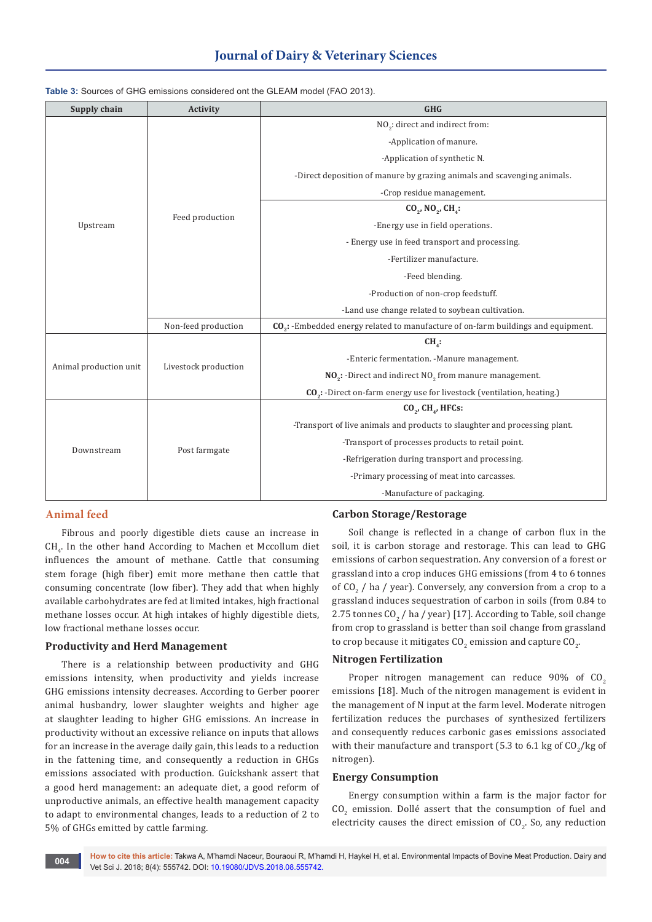**Table 3:** Sources of GHG emissions considered ont the GLEAM model (FAO 2013).

| Supply chain | Activity | GHG |
|---|---|---|
| Upstream | Feed production | $NO_2$: direct and indirect from:<br>-Application of manure.<br>-Application of synthetic N.<br>-Direct deposition of manure by grazing animals and scavenging animals.<br>-Crop residue management. |
| | | **$CO_2$, $NO_2$, $CH_4$:**<br>-Energy use in field operations.<br>- Energy use in feed transport and processing.<br>-Fertilizer manufacture.<br>-Feed blending.<br>-Production of non-crop feedstuff.<br>-Land use change related to soybean cultivation. |
| | Non-feed production | **$CO_2$:** -Embedded energy related to manufacture of on-farm buildings and equipment. |
| Animal production unit | Livestock production | **$CH_4$:**<br>-Enteric fermentation. -Manure management.<br>**$NO_2$:** -Direct and indirect $NO_2$ from manure management.<br>**$CO_2$:** -Direct on-farm energy use for livestock (ventilation, heating.) |
| Downstream | Post farmgate | **$CO_2$, $CH_4$, HFCs:**<br>-Transport of live animals and products to slaughter and processing plant.<br>-Transport of processes products to retail point.<br>-Refrigeration during transport and processing.<br>-Primary processing of meat into carcasses.<br>-Manufacture of packaging. |

## Animal feed

Fibrous and poorly digestible diets cause an increase in $CH_4$. In the other hand According to Machen et Mccollum diet influences the amount of methane. Cattle that consuming stem forage (high fiber) emit more methane then cattle that consuming concentrate (low fiber). They add that when highly available carbohydrates are fed at limited intakes, high fractional methane losses occur. At high intakes of highly digestible diets, low fractional methane losses occur.

### Productivity and Herd Management

There is a relationship between productivity and GHG emissions intensity, when productivity and yields increase GHG emissions intensity decreases. According to Gerber poorer animal husbandry, lower slaughter weights and higher age at slaughter leading to higher GHG emissions. An increase in productivity without an excessive reliance on inputs that allows for an increase in the average daily gain, this leads to a reduction in the fattening time, and consequently a reduction in GHGs emissions associated with production. Guickshank assert that a good herd management: an adequate diet, a good reform of unproductive animals, an effective health management capacity to adapt to environmental changes, leads to a reduction of 2 to 5% of GHGs emitted by cattle farming.

### Carbon Storage/Restorage

Soil change is reflected in a change of carbon flux in the soil, it is carbon storage and restorage. This can lead to GHG emissions of carbon sequestration. Any conversion of a forest or grassland into a crop induces GHG emissions (from 4 to 6 tonnes of $CO_2$ / ha / year). Conversely, any conversion from a crop to a grassland induces sequestration of carbon in soils (from 0.84 to 2.75 tonnes $CO_2$ / ha / year) [17]. According to Table, soil change from crop to grassland is better than soil change from grassland to crop because it mitigates $CO_2$ emission and capture $CO_2$.

### Nitrogen Fertilization

Proper nitrogen management can reduce 90% of $CO_2$ emissions [18]. Much of the nitrogen management is evident in the management of N input at the farm level. Moderate nitrogen fertilization reduces the purchases of synthesized fertilizers and consequently reduces carbonic gases emissions associated with their manufacture and transport (5.3 to 6.1 kg of $CO_2$/kg of nitrogen).

### Energy Consumption

Energy consumption within a farm is the major factor for $CO_2$ emission. Dollé assert that the consumption of fuel and electricity causes the direct emission of $CO_2$. So, any reduction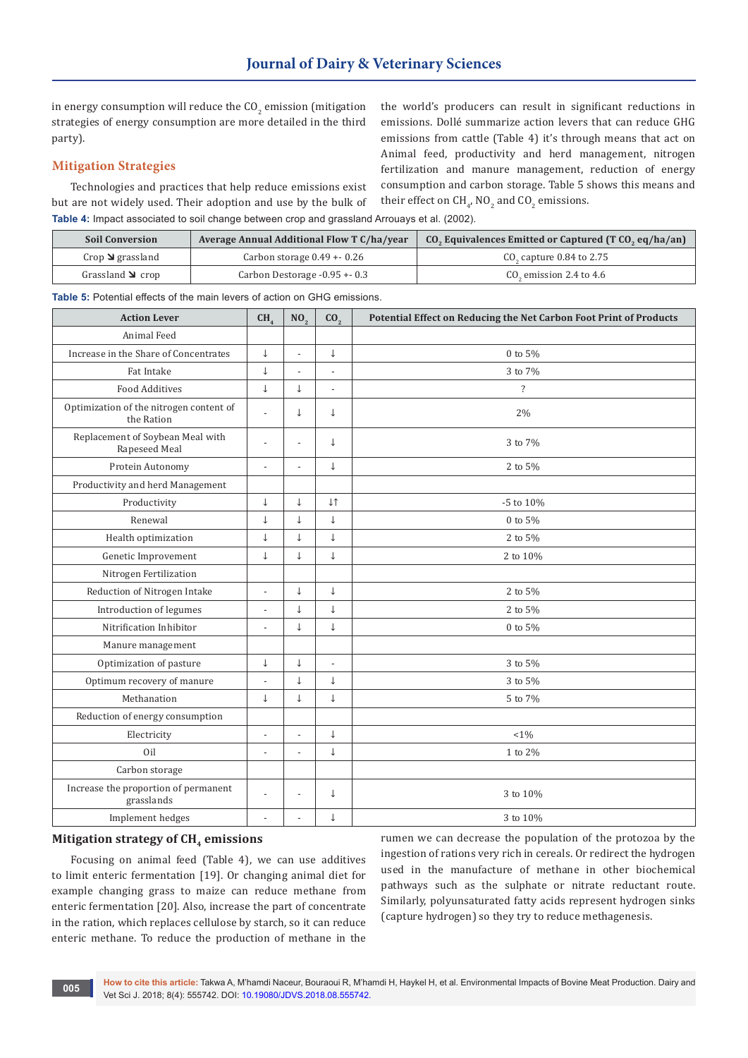in energy consumption will reduce the $CO_2$ emission (mitigation strategies of energy consumption are more detailed in the third party).

## Mitigation Strategies

Technologies and practices that help reduce emissions exist but are not widely used. Their adoption and use by the bulk of the world's producers can result in significant reductions in emissions. Dollé summarize action levers that can reduce GHG emissions from cattle (Table 4) it's through means that act on Animal feed, productivity and herd management, nitrogen fertilization and manure management, reduction of energy consumption and carbon storage. Table 5 shows this means and their effect on $CH_4$, $NO_2$ and $CO_2$ emissions.

**Table 4:** Impact associated to soil change between crop and grassland Arrouays et al. (2002).

| Soil Conversion | Average Annual Additional Flow T C/ha/year | $CO_2$ Equivalences Emitted or Captured (T $CO_2$ eq/ha/an) |
|---|---|---|
| Crop ↘ grassland | Carbon storage 0.49 +- 0.26 | $CO_2$ capture 0.84 to 2.75 |
| Grassland ↘ crop | Carbon Destorage -0.95 +- 0.3 | $CO_2$ emission 2.4 to 4.6 |

**Table 5:** Potential effects of the main levers of action on GHG emissions.

| Action Lever | $CH_4$ | $NO_2$ | $CO_2$ | Potential Effect on Reducing the Net Carbon Foot Print of Products |
|---|---|---|---|---|
| Animal Feed | | | | |
| Increase in the Share of Concentrates | ↓ | - | ↓ | 0 to 5% |
| Fat Intake | ↓ | - | - | 3 to 7% |
| Food Additives | ↓ | ↓ | - | ? |
| Optimization of the nitrogen content of the Ration | - | ↓ | ↓ | 2% |
| Replacement of Soybean Meal with Rapeseed Meal | - | - | ↓ | 3 to 7% |
| Protein Autonomy | - | - | ↓ | 2 to 5% |
| Productivity and herd Management | | | | |
| Productivity | ↓ | ↓ | ↓↑ | -5 to 10% |
| Renewal | ↓ | ↓ | ↓ | 0 to 5% |
| Health optimization | ↓ | ↓ | ↓ | 2 to 5% |
| Genetic Improvement | ↓ | ↓ | ↓ | 2 to 10% |
| Nitrogen Fertilization | | | | |
| Reduction of Nitrogen Intake | - | ↓ | ↓ | 2 to 5% |
| Introduction of legumes | - | ↓ | ↓ | 2 to 5% |
| Nitrification Inhibitor | - | ↓ | ↓ | 0 to 5% |
| Manure management | | | | |
| Optimization of pasture | ↓ | ↓ | - | 3 to 5% |
| Optimum recovery of manure | - | ↓ | ↓ | 3 to 5% |
| Methanation | ↓ | ↓ | ↓ | 5 to 7% |
| Reduction of energy consumption | | | | |
| Electricity | - | - | ↓ | <1% |
| Oil | - | - | ↓ | 1 to 2% |
| Carbon storage | | | | |
| Increase the proportion of permanent grasslands | - | - | ↓ | 3 to 10% |
| Implement hedges | - | - | ↓ | 3 to 10% |

### Mitigation strategy of $CH_4$ emissions

Focusing on animal feed (Table 4), we can use additives to limit enteric fermentation [19]. Or changing animal diet for example changing grass to maize can reduce methane from enteric fermentation [20]. Also, increase the part of concentrate in the ration, which replaces cellulose by starch, so it can reduce enteric methane. To reduce the production of methane in the rumen we can decrease the population of the protozoa by the ingestion of rations very rich in cereals. Or redirect the hydrogen used in the manufacture of methane in other biochemical pathways such as the sulphate or nitrate reductant route. Similarly, polyunsaturated fatty acids represent hydrogen sinks (capture hydrogen) so they try to reduce methagenesis.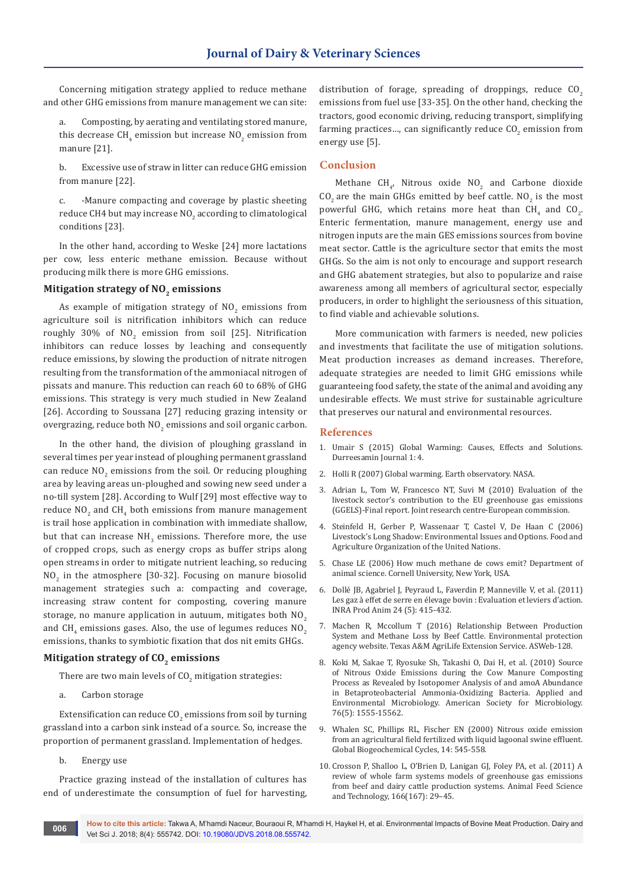Concerning mitigation strategy applied to reduce methane and other GHG emissions from manure management we can site:

a. Composting, by aerating and ventilating stored manure, this decrease $CH_4$ emission but increase $NO_2$ emission from manure [21].

b. Excessive use of straw in litter can reduce GHG emission from manure [22].

c. -Manure compacting and coverage by plastic sheeting reduce CH4 but may increase $NO_2$ according to climatological conditions [23].

In the other hand, according to Weske [24] more lactations per cow, less enteric methane emission. Because without producing milk there is more GHG emissions.

### Mitigation strategy of $NO_2$ emissions

As example of mitigation strategy of $NO_2$ emissions from agriculture soil is nitrification inhibitors which can reduce roughly 30% of $NO_2$ emission from soil [25]. Nitrification inhibitors can reduce losses by leaching and consequently reduce emissions, by slowing the production of nitrate nitrogen resulting from the transformation of the ammoniacal nitrogen of pissats and manure. This reduction can reach 60 to 68% of GHG emissions. This strategy is very much studied in New Zealand [26]. According to Soussana [27] reducing grazing intensity or overgrazing, reduce both $NO_2$ emissions and soil organic carbon.

In the other hand, the division of ploughing grassland in several times per year instead of ploughing permanent grassland can reduce $NO_2$ emissions from the soil. Or reducing ploughing area by leaving areas un-ploughed and sowing new seed under a no-till system [28]. According to Wulf [29] most effective way to reduce $NO_2$ and $CH_4$ both emissions from manure management is trail hose application in combination with immediate shallow, but that can increase $NH_3$ emissions. Therefore more, the use of cropped crops, such as energy crops as buffer strips along open streams in order to mitigate nutrient leaching, so reducing $NO_2$ in the atmosphere [30-32]. Focusing on manure biosolid management strategies such a: compacting and coverage, increasing straw content for composting, covering manure storage, no manure application in autuum, mitigates both $NO_2$ and $CH_4$ emissions gases. Also, the use of legumes reduces $NO_2$ emissions, thanks to symbiotic fixation that dos nit emits GHGs.

### Mitigation strategy of $CO_2$ emissions

There are two main levels of $CO_2$ mitigation strategies:

a. Carbon storage

Extensification can reduce $CO_2$ emissions from soil by turning grassland into a carbon sink instead of a source. So, increase the proportion of permanent grassland. Implementation of hedges.

b. Energy use

Practice grazing instead of the installation of cultures has end of underestimate the consumption of fuel for harvesting, distribution of forage, spreading of droppings, reduce $CO_2$ emissions from fuel use [33-35]. On the other hand, checking the tractors, good economic driving, reducing transport, simplifying farming practices…, can significantly reduce $CO_2$ emission from energy use [5].

## Conclusion

Methane $CH_4$, Nitrous oxide $NO_2$ and Carbone dioxide $CO_2$ are the main GHGs emitted by beef cattle. $NO_2$ is the most powerful GHG, which retains more heat than $CH_4$ and $CO_2$. Enteric fermentation, manure management, energy use and nitrogen inputs are the main GES emissions sources from bovine meat sector. Cattle is the agriculture sector that emits the most GHGs. So the aim is not only to encourage and support research and GHG abatement strategies, but also to popularize and raise awareness among all members of agricultural sector, especially producers, in order to highlight the seriousness of this situation, to find viable and achievable solutions.

More communication with farmers is needed, new policies and investments that facilitate the use of mitigation solutions. Meat production increases as demand increases. Therefore, adequate strategies are needed to limit GHG emissions while guaranteeing food safety, the state of the animal and avoiding any undesirable effects. We must strive for sustainable agriculture that preserves our natural and environmental resources.

## References

1. Umair S (2015) Global Warming: Causes, Effects and Solutions. Durreesamin Journal 1: 4.
2. Holli R (2007) Global warming. Earth observatory. NASA.
3. Adrian L, Tom W, Francesco NT, Suvi M (2010) Evaluation of the livestock sector's contribution to the EU greenhouse gas emissions (GGELS)-Final report. Joint research centre-European commission.
4. Steinfeld H, Gerber P, Wassenaar T, Castel V, De Haan C (2006) Livestock's Long Shadow: Environmental Issues and Options. Food and Agriculture Organization of the United Nations.
5. Chase LE (2006) How much methane de cows emit? Department of animal science. Cornell University, New York, USA.
6. Dollé JB, Agabriel J, Peyraud L, Faverdin P, Manneville V, et al. (2011) Les gaz à effet de serre en élevage bovin : Evaluation et leviers d'action. INRA Prod Anim 24 (5): 415-432.
7. Machen R, Mccollum T (2016) Relationship Between Production System and Methane Loss by Beef Cattle. Environmental protection agency website. Texas A&M AgriLife Extension Service. ASWeb-128.
8. Koki M, Sakae T, Ryosuke Sh, Takashi O, Dai H, et al. (2010) Source of Nitrous Oxide Emissions during the Cow Manure Composting Process as Revealed by Isotopomer Analysis of and amoA Abundance in Betaproteobacterial Ammonia-Oxidizing Bacteria. Applied and Environmental Microbiology. American Society for Microbiology. 76(5): 1555-15562.
9. Whalen SC, Phillips RL, Fischer EN (2000) Nitrous oxide emission from an agricultural field fertilized with liquid lagoonal swine effluent. Global Biogeochemical Cycles, 14: 545-558.
10. Crosson P, Shalloo L, O'Brien D, Lanigan GJ, Foley PA, et al. (2011) A review of whole farm systems models of greenhouse gas emissions from beef and dairy cattle production systems. Animal Feed Science and Technology, 166(167): 29–45.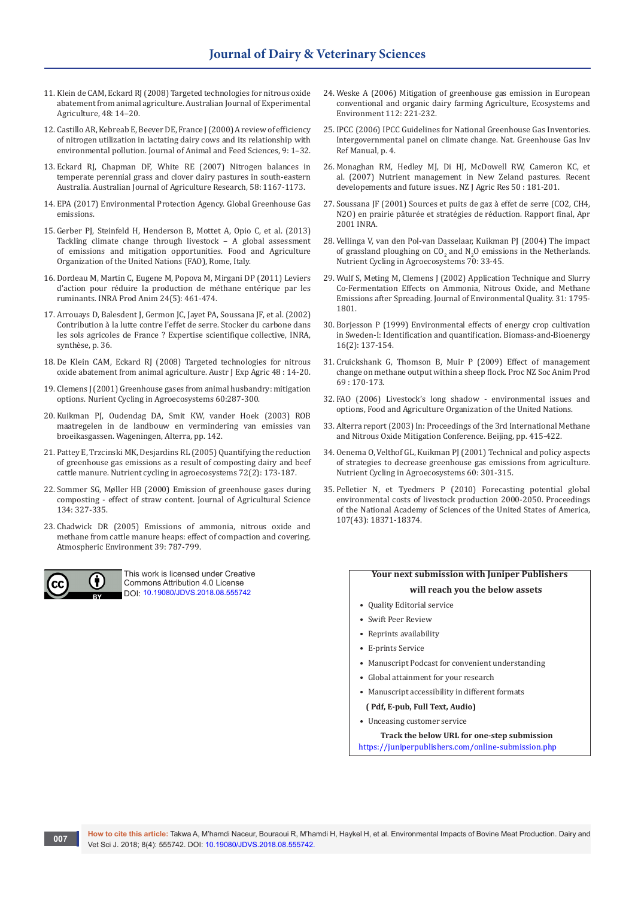11. Klein de CAM, Eckard RJ (2008) Targeted technologies for nitrous oxide abatement from animal agriculture. Australian Journal of Experimental Agriculture, 48: 14–20.

12. Castillo AR, Kebreab E, Beever DE, France J (2000) A review of efficiency of nitrogen utilization in lactating dairy cows and its relationship with environmental pollution. Journal of Animal and Feed Sciences, 9: 1–32.

13. Eckard RJ, Chapman DF, White RE (2007) Nitrogen balances in temperate perennial grass and clover dairy pastures in south-eastern Australia. Australian Journal of Agriculture Research, 58: 1167-1173.

14. EPA (2017) Environmental Protection Agency. Global Greenhouse Gas emissions.

15. Gerber PJ, Steinfeld H, Henderson B, Mottet A, Opio C, et al. (2013) Tackling climate change through livestock – A global assessment of emissions and mitigation opportunities. Food and Agriculture Organization of the United Nations (FAO), Rome, Italy.

16. Dordeau M, Martin C, Eugene M, Popova M, Mirgani DP (2011) Leviers d'action pour réduire la production de méthane entérique par les ruminants. INRA Prod Anim 24(5): 461-474.

17. Arrouays D, Balesdent J, Germon JC, Jayet PA, Soussana JF, et al. (2002) Contribution à la lutte contre l'effet de serre. Stocker du carbone dans les sols agricoles de France ? Expertise scientifique collective, INRA, synthèse, p. 36.

18. De Klein CAM, Eckard RJ (2008) Targeted technologies for nitrous oxide abatement from animal agriculture. Austr J Exp Agric 48 : 14-20.

19. Clemens J (2001) Greenhouse gases from animal husbandry: mitigation options. Nurient Cycling in Agroecosystems 60:287-300.

20. Kuikman PJ, Oudendag DA, Smit KW, vander Hoek (2003) ROB maatregelen in de landbouw en vermindering van emissies van broeikasgassen. Wageningen, Alterra, pp. 142.

21. Pattey E, Trzcinski MK, Desjardins RL (2005) Quantifying the reduction of greenhouse gas emissions as a result of composting dairy and beef cattle manure. Nutrient cycling in agroecosystems 72(2): 173-187.

22. Sommer SG, Møller HB (2000) Emission of greenhouse gases during composting - effect of straw content. Journal of Agricultural Science 134: 327-335.

23. Chadwick DR (2005) Emissions of ammonia, nitrous oxide and methane from cattle manure heaps: effect of compaction and covering. Atmospheric Environment 39: 787-799.

24. Weske A (2006) Mitigation of greenhouse gas emission in European conventional and organic dairy farming Agriculture, Ecosystems and Environment 112: 221-232.

25. IPCC (2006) IPCC Guidelines for National Greenhouse Gas Inventories. Intergovernmental panel on climate change. Nat. Greenhouse Gas Inv Ref Manual, p. 4.

26. Monaghan RM, Hedley MJ, Di HJ, McDowell RW, Cameron KC, et al. (2007) Nutrient management in New Zeland pastures. Recent developements and future issues. NZ J Agric Res 50 : 181-201.

27. Soussana JF (2001) Sources et puits de gaz à effet de serre (CO2, CH4, N2O) en prairie pâturée et stratégies de réduction. Rapport final, Apr 2001 INRA.

28. Vellinga V, van den Pol-van Dasselaar, Kuikman PJ (2004) The impact of grassland ploughing on $CO_2$ and $N_2O$ emissions in the Netherlands. Nutrient Cycling in Agroecosystems 70: 33-45.

29. Wulf S, Meting M, Clemens J (2002) Application Technique and Slurry Co-Fermentation Effects on Ammonia, Nitrous Oxide, and Methane Emissions after Spreading. Journal of Environmental Quality. 31: 1795-1801.

30. Borjesson P (1999) Environmental effects of energy crop cultivation in Sweden-I: Identification and quantification. Biomass-and-Bioenergy 16(2): 137-154.

31. Cruickshank G, Thomson B, Muir P (2009) Effect of management change on methane output within a sheep flock. Proc NZ Soc Anim Prod 69 : 170-173.

32. FAO (2006) Livestock's long shadow - environmental issues and options, Food and Agriculture Organization of the United Nations.

33. Alterra report (2003) In: Proceedings of the 3rd International Methane and Nitrous Oxide Mitigation Conference. Beijing, pp. 415-422.

34. Oenema O, Velthof GL, Kuikman PJ (2001) Technical and policy aspects of strategies to decrease greenhouse gas emissions from agriculture. Nutrient Cycling in Agroecosystems 60: 301-315.

35. Pelletier N, et Tyedmers P (2010) Forecasting potential global environmental costs of livestock production 2000-2050. Proceedings of the National Academy of Sciences of the United States of America, 107(43): 18371-18374.

This work is licensed under Creative Commons Attribution 4.0 License
DOI: 10.19080/JDVS.2018.08.555742

**Your next submission with Juniper Publishers will reach you the below assets**

- Quality Editorial service
- Swift Peer Review
- Reprints availability
- E-prints Service
- Manuscript Podcast for convenient understanding
- Global attainment for your research
- Manuscript accessibility in different formats

**( Pdf, E-pub, Full Text, Audio)**

- Unceasing customer service

**Track the below URL for one-step submission**
https://juniperpublishers.com/online-submission.php

**How to cite this article:** Takwa A, M'hamdi Naceur, Bouraoui R, M'hamdi H, Haykel H, et al. Environmental Impacts of Bovine Meat Production. Dairy and Vet Sci J. 2018; 8(4): 555742. DOI: 10.19080/JDVS.2018.08.555742.